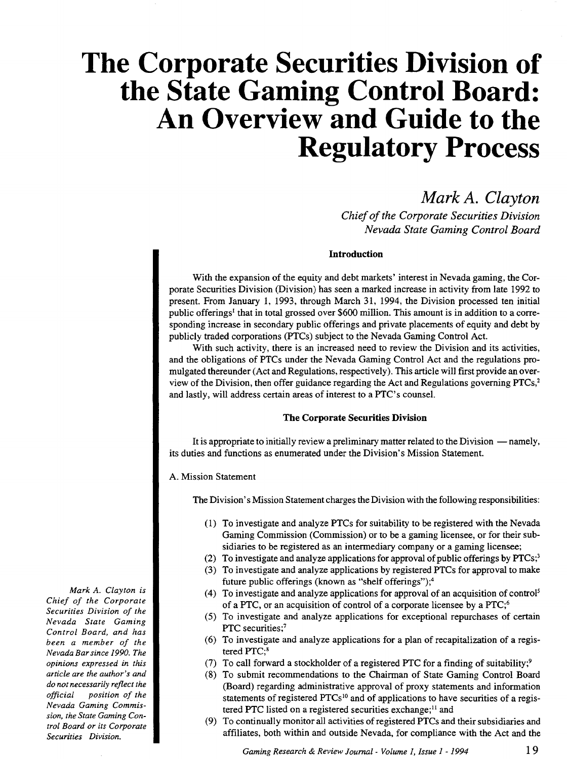# The Corporate Securities Division of the State Gaming Control Board: An Overview and Guide to the Regulatory Process

*Mark A. Clayton*

*Chief of the Corporate Securities Division*
*Nevada State Gaming Control Board*

*Mark A. Clayton is Chief of the Corporate Securities Division of the Nevada State Gaming Control Board, and has been a member of the Nevada Bar since 1990. The opinions expressed in this article are the author's and do not necessarily reflect the official position of the Nevada Gaming Commission, the State Gaming Control Board or its Corporate Securities Division.*

### Introduction

With the expansion of the equity and debt markets' interest in Nevada gaming, the Corporate Securities Division (Division) has seen a marked increase in activity from late 1992 to present. From January 1, 1993, through March 31, 1994, the Division processed ten initial public offerings[1] that in total grossed over $600 million. This amount is in addition to a corresponding increase in secondary public offerings and private placements of equity and debt by publicly traded corporations (PTCs) subject to the Nevada Gaming Control Act.

With such activity, there is an increased need to review the Division and its activities, and the obligations of PTCs under the Nevada Gaming Control Act and the regulations promulgated thereunder (Act and Regulations, respectively). This article will first provide an overview of the Division, then offer guidance regarding the Act and Regulations governing PTCs,[2] and lastly, will address certain areas of interest to a PTC's counsel.

### The Corporate Securities Division

It is appropriate to initially review a preliminary matter related to the Division — namely, its duties and functions as enumerated under the Division's Mission Statement.

A. Mission Statement

The Division's Mission Statement charges the Division with the following responsibilities:

(1) To investigate and analyze PTCs for suitability to be registered with the Nevada Gaming Commission (Commission) or to be a gaming licensee, or for their subsidiaries to be registered as an intermediary company or a gaming licensee;
(2) To investigate and analyze applications for approval of public offerings by PTCs;[3]
(3) To investigate and analyze applications by registered PTCs for approval to make future public offerings (known as "shelf offerings");[4]
(4) To investigate and analyze applications for approval of an acquisition of control[5] of a PTC, or an acquisition of control of a corporate licensee by a PTC;[6]
(5) To investigate and analyze applications for exceptional repurchases of certain PTC securities;[7]
(6) To investigate and analyze applications for a plan of recapitalization of a registered PTC;[8]
(7) To call forward a stockholder of a registered PTC for a finding of suitability;[9]
(8) To submit recommendations to the Chairman of State Gaming Control Board (Board) regarding administrative approval of proxy statements and information statements of registered PTCs[10] and of applications to have securities of a registered PTC listed on a registered securities exchange;[11] and
(9) To continually monitor all activities of registered PTCs and their subsidiaries and affiliates, both within and outside Nevada, for compliance with the Act and the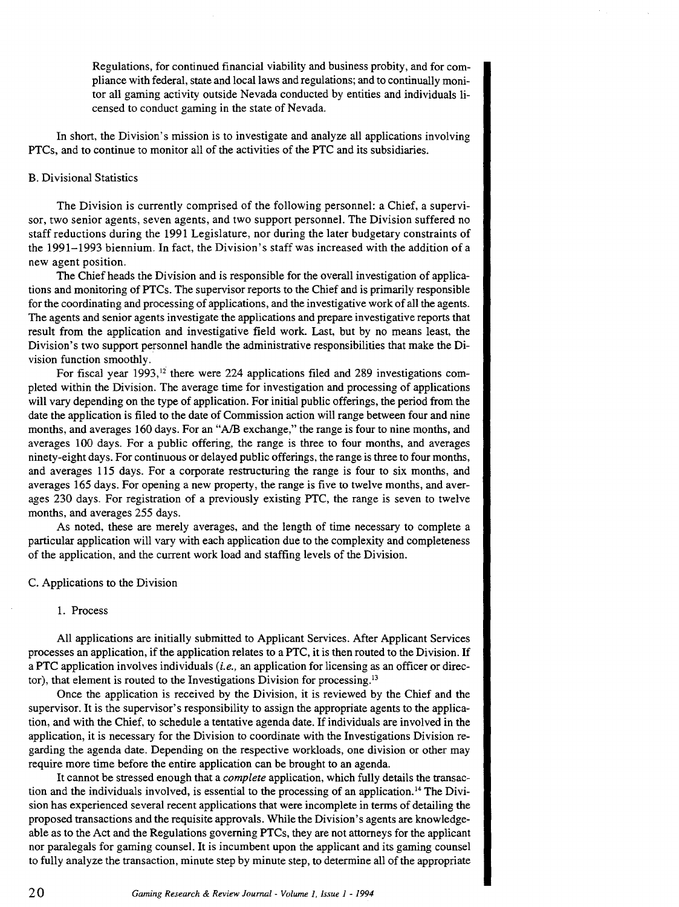Regulations, for continued financial viability and business probity, and for compliance with federal, state and local laws and regulations; and to continually monitor all gaming activity outside Nevada conducted by entities and individuals licensed to conduct gaming in the state of Nevada.

In short, the Division's mission is to investigate and analyze all applications involving PTCs, and to continue to monitor all of the activities of the PTC and its subsidiaries.

B. Divisional Statistics

The Division is currently comprised of the following personnel: a Chief, a supervisor, two senior agents, seven agents, and two support personnel. The Division suffered no staff reductions during the 1991 Legislature, nor during the later budgetary constraints of the 1991–1993 biennium. In fact, the Division's staff was increased with the addition of a new agent position.

The Chief heads the Division and is responsible for the overall investigation of applications and monitoring of PTCs. The supervisor reports to the Chief and is primarily responsible for the coordinating and processing of applications, and the investigative work of all the agents. The agents and senior agents investigate the applications and prepare investigative reports that result from the application and investigative field work. Last, but by no means least, the Division's two support personnel handle the administrative responsibilities that make the Division function smoothly.

For fiscal year 1993,[12] there were 224 applications filed and 289 investigations completed within the Division. The average time for investigation and processing of applications will vary depending on the type of application. For initial public offerings, the period from the date the application is filed to the date of Commission action will range between four and nine months, and averages 160 days. For an "A/B exchange," the range is four to nine months, and averages 100 days. For a public offering, the range is three to four months, and averages ninety-eight days. For continuous or delayed public offerings, the range is three to four months, and averages 115 days. For a corporate restructuring the range is four to six months, and averages 165 days. For opening a new property, the range is five to twelve months, and averages 230 days. For registration of a previously existing PTC, the range is seven to twelve months, and averages 255 days.

As noted, these are merely averages, and the length of time necessary to complete a particular application will vary with each application due to the complexity and completeness of the application, and the current work load and staffing levels of the Division.

C. Applications to the Division

1. Process

All applications are initially submitted to Applicant Services. After Applicant Services processes an application, if the application relates to a PTC, it is then routed to the Division. If a PTC application involves individuals (*i.e.*, an application for licensing as an officer or director), that element is routed to the Investigations Division for processing.[13]

Once the application is received by the Division, it is reviewed by the Chief and the supervisor. It is the supervisor's responsibility to assign the appropriate agents to the application, and with the Chief, to schedule a tentative agenda date. If individuals are involved in the application, it is necessary for the Division to coordinate with the Investigations Division regarding the agenda date. Depending on the respective workloads, one division or other may require more time before the entire application can be brought to an agenda.

It cannot be stressed enough that a *complete* application, which fully details the transaction and the individuals involved, is essential to the processing of an application.[14] The Division has experienced several recent applications that were incomplete in terms of detailing the proposed transactions and the requisite approvals. While the Division's agents are knowledgeable as to the Act and the Regulations governing PTCs, they are not attorneys for the applicant nor paralegals for gaming counsel. It is incumbent upon the applicant and its gaming counsel to fully analyze the transaction, minute step by minute step, to determine all of the appropriate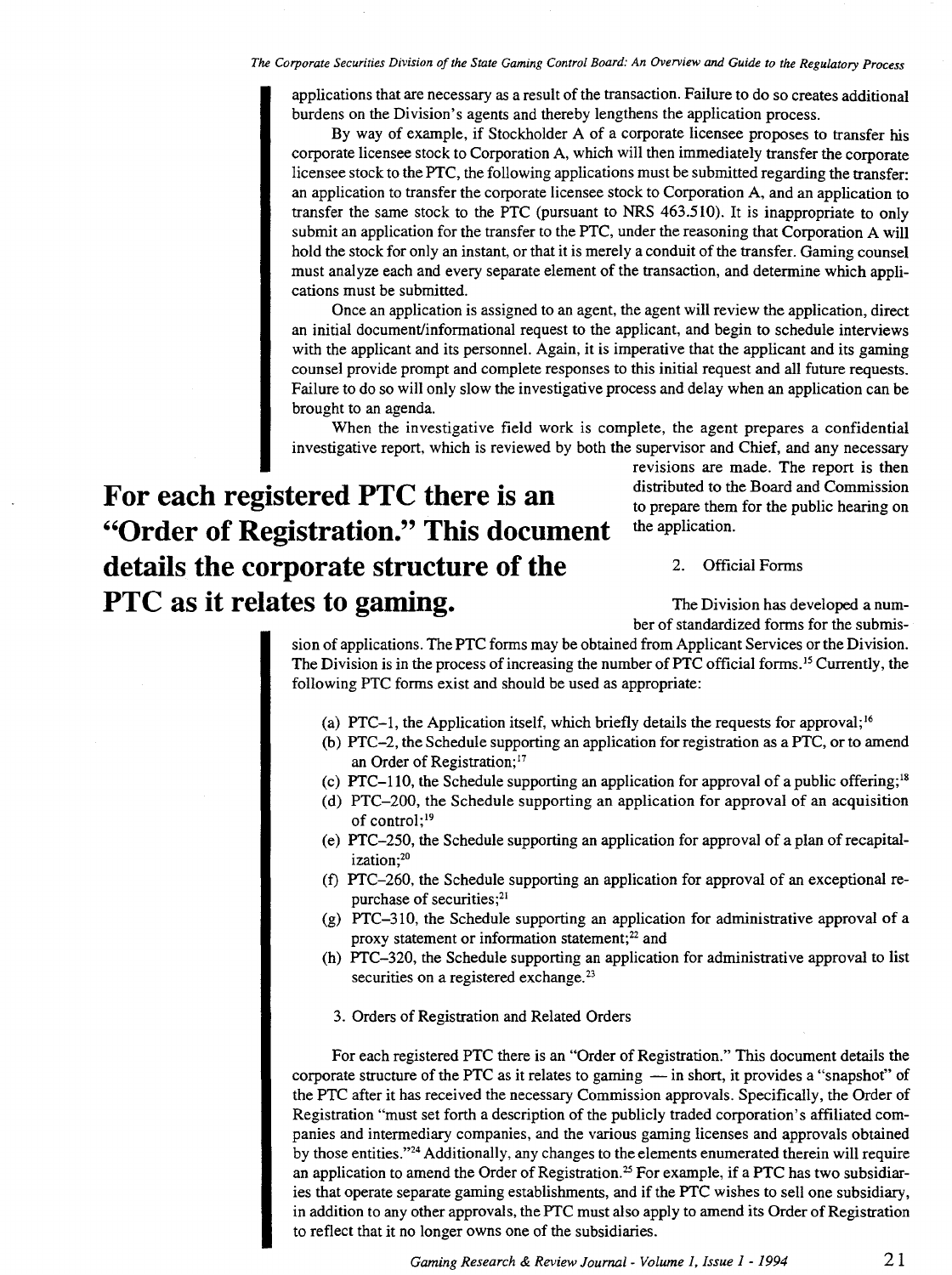applications that are necessary as a result of the transaction. Failure to do so creates additional burdens on the Division's agents and thereby lengthens the application process.

By way of example, if Stockholder A of a corporate licensee proposes to transfer his corporate licensee stock to Corporation A, which will then immediately transfer the corporate licensee stock to the PTC, the following applications must be submitted regarding the transfer: an application to transfer the corporate licensee stock to Corporation A, and an application to transfer the same stock to the PTC (pursuant to NRS 463.510). It is inappropriate to only submit an application for the transfer to the PTC, under the reasoning that Corporation A will hold the stock for only an instant, or that it is merely a conduit of the transfer. Gaming counsel must analyze each and every separate element of the transaction, and determine which applications must be submitted.

Once an application is assigned to an agent, the agent will review the application, direct an initial document/informational request to the applicant, and begin to schedule interviews with the applicant and its personnel. Again, it is imperative that the applicant and its gaming counsel provide prompt and complete responses to this initial request and all future requests. Failure to do so will only slow the investigative process and delay when an application can be brought to an agenda.

When the investigative field work is complete, the agent prepares a confidential investigative report, which is reviewed by both the supervisor and Chief, and any necessary revisions are made. The report is then distributed to the Board and Commission to prepare them for the public hearing on the application.

**For each registered PTC there is an "Order of Registration." This document details the corporate structure of the PTC as it relates to gaming.**

2. Official Forms

The Division has developed a number of standardized forms for the submission of applications. The PTC forms may be obtained from Applicant Services or the Division. The Division is in the process of increasing the number of PTC official forms.[15] Currently, the following PTC forms exist and should be used as appropriate:

(a) PTC–1, the Application itself, which briefly details the requests for approval;[16]
(b) PTC–2, the Schedule supporting an application for registration as a PTC, or to amend an Order of Registration;[17]
(c) PTC–110, the Schedule supporting an application for approval of a public offering;[18]
(d) PTC–200, the Schedule supporting an application for approval of an acquisition of control;[19]
(e) PTC–250, the Schedule supporting an application for approval of a plan of recapitalization;[20]
(f) PTC–260, the Schedule supporting an application for approval of an exceptional repurchase of securities;[21]
(g) PTC–310, the Schedule supporting an application for administrative approval of a proxy statement or information statement;[22] and
(h) PTC–320, the Schedule supporting an application for administrative approval to list securities on a registered exchange.[23]

3. Orders of Registration and Related Orders

For each registered PTC there is an "Order of Registration." This document details the corporate structure of the PTC as it relates to gaming — in short, it provides a "snapshot" of the PTC after it has received the necessary Commission approvals. Specifically, the Order of Registration "must set forth a description of the publicly traded corporation's affiliated companies and intermediary companies, and the various gaming licenses and approvals obtained by those entities."[24] Additionally, any changes to the elements enumerated therein will require an application to amend the Order of Registration.[25] For example, if a PTC has two subsidiaries that operate separate gaming establishments, and if the PTC wishes to sell one subsidiary, in addition to any other approvals, the PTC must also apply to amend its Order of Registration to reflect that it no longer owns one of the subsidiaries.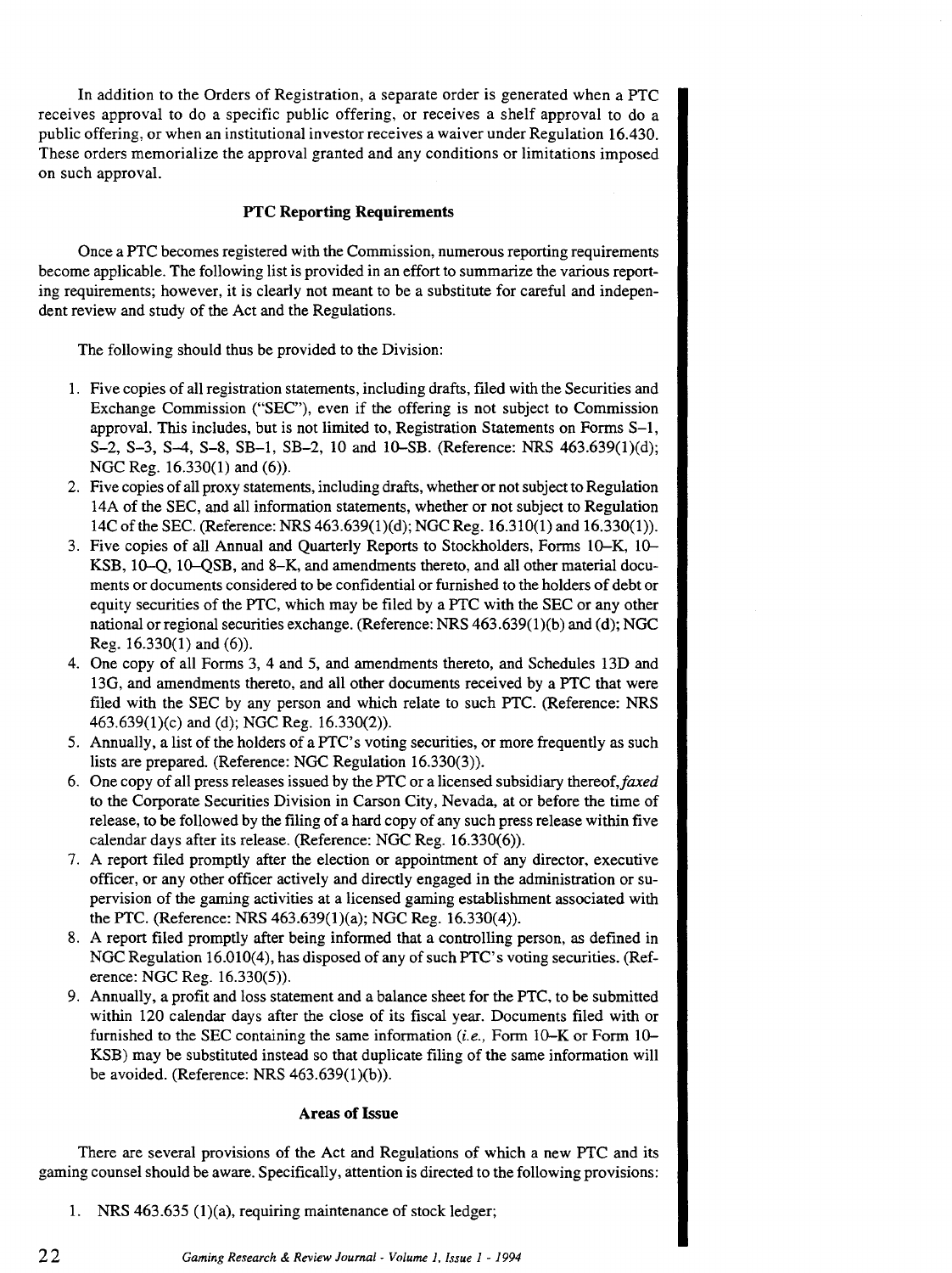In addition to the Orders of Registration, a separate order is generated when a PTC receives approval to do a specific public offering, or receives a shelf approval to do a public offering, or when an institutional investor receives a waiver under Regulation 16.430. These orders memorialize the approval granted and any conditions or limitations imposed on such approval.

### PTC Reporting Requirements

Once a PTC becomes registered with the Commission, numerous reporting requirements become applicable. The following list is provided in an effort to summarize the various reporting requirements; however, it is clearly not meant to be a substitute for careful and independent review and study of the Act and the Regulations.

The following should thus be provided to the Division:

1. Five copies of all registration statements, including drafts, filed with the Securities and Exchange Commission ("SEC"), even if the offering is not subject to Commission approval. This includes, but is not limited to, Registration Statements on Forms S–1, S–2, S–3, S–4, S–8, SB–1, SB–2, 10 and 10–SB. (Reference: NRS 463.639(1)(d); NGC Reg. 16.330(1) and (6)).
2. Five copies of all proxy statements, including drafts, whether or not subject to Regulation 14A of the SEC, and all information statements, whether or not subject to Regulation 14C of the SEC. (Reference: NRS 463.639(1)(d); NGC Reg. 16.310(1) and 16.330(1)).
3. Five copies of all Annual and Quarterly Reports to Stockholders, Forms 10–K, 10–KSB, 10–Q, 10–QSB, and 8–K, and amendments thereto, and all other material documents or documents considered to be confidential or furnished to the holders of debt or equity securities of the PTC, which may be filed by a PTC with the SEC or any other national or regional securities exchange. (Reference: NRS 463.639(1)(b) and (d); NGC Reg. 16.330(1) and (6)).
4. One copy of all Forms 3, 4 and 5, and amendments thereto, and Schedules 13D and 13G, and amendments thereto, and all other documents received by a PTC that were filed with the SEC by any person and which relate to such PTC. (Reference: NRS 463.639(1)(c) and (d); NGC Reg. 16.330(2)).
5. Annually, a list of the holders of a PTC's voting securities, or more frequently as such lists are prepared. (Reference: NGC Regulation 16.330(3)).
6. One copy of all press releases issued by the PTC or a licensed subsidiary thereof, *faxed* to the Corporate Securities Division in Carson City, Nevada, at or before the time of release, to be followed by the filing of a hard copy of any such press release within five calendar days after its release. (Reference: NGC Reg. 16.330(6)).
7. A report filed promptly after the election or appointment of any director, executive officer, or any other officer actively and directly engaged in the administration or supervision of the gaming activities at a licensed gaming establishment associated with the PTC. (Reference: NRS 463.639(1)(a); NGC Reg. 16.330(4)).
8. A report filed promptly after being informed that a controlling person, as defined in NGC Regulation 16.010(4), has disposed of any of such PTC's voting securities. (Reference: NGC Reg. 16.330(5)).
9. Annually, a profit and loss statement and a balance sheet for the PTC, to be submitted within 120 calendar days after the close of its fiscal year. Documents filed with or furnished to the SEC containing the same information (*i.e.,* Form 10–K or Form 10–KSB) may be substituted instead so that duplicate filing of the same information will be avoided. (Reference: NRS 463.639(1)(b)).

### Areas of Issue

There are several provisions of the Act and Regulations of which a new PTC and its gaming counsel should be aware. Specifically, attention is directed to the following provisions:

1. NRS 463.635 (1)(a), requiring maintenance of stock ledger;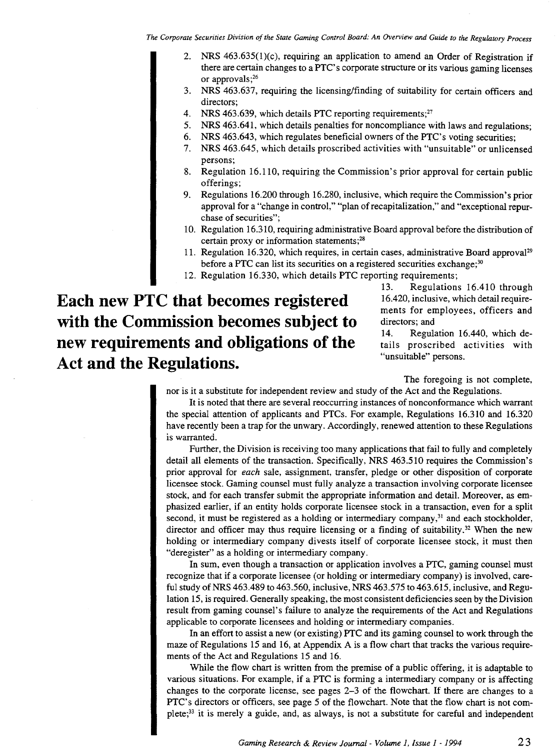2. NRS 463.635(1)(c), requiring an application to amend an Order of Registration if there are certain changes to a PTC's corporate structure or its various gaming licenses or approvals;[26]
3. NRS 463.637, requiring the licensing/finding of suitability for certain officers and directors;
4. NRS 463.639, which details PTC reporting requirements;[27]
5. NRS 463.641, which details penalties for noncompliance with laws and regulations;
6. NRS 463.643, which regulates beneficial owners of the PTC's voting securities;
7. NRS 463.645, which details proscribed activities with "unsuitable" or unlicensed persons;
8. Regulation 16.110, requiring the Commission's prior approval for certain public offerings;
9. Regulations 16.200 through 16.280, inclusive, which require the Commission's prior approval for a "change in control," "plan of recapitalization," and "exceptional repurchase of securities";
10. Regulation 16.310, requiring administrative Board approval before the distribution of certain proxy or information statements;[28]
11. Regulation 16.320, which requires, in certain cases, administrative Board approval[29] before a PTC can list its securities on a registered securities exchange;[30]
12. Regulation 16.330, which details PTC reporting requirements;
13. Regulations 16.410 through 16.420, inclusive, which detail requirements for employees, officers and directors; and
14. Regulation 16.440, which details proscribed activities with "unsuitable" persons.

**Each new PTC that becomes registered with the Commission becomes subject to new requirements and obligations of the Act and the Regulations.**

The foregoing is not complete, nor is it a substitute for independent review and study of the Act and the Regulations.

It is noted that there are several reoccurring instances of nonconformance which warrant the special attention of applicants and PTCs. For example, Regulations 16.310 and 16.320 have recently been a trap for the unwary. Accordingly, renewed attention to these Regulations is warranted.

Further, the Division is receiving too many applications that fail to fully and completely detail all elements of the transaction. Specifically, NRS 463.510 requires the Commission's prior approval for *each* sale, assignment, transfer, pledge or other disposition of corporate licensee stock. Gaming counsel must fully analyze a transaction involving corporate licensee stock, and for each transfer submit the appropriate information and detail. Moreover, as emphasized earlier, if an entity holds corporate licensee stock in a transaction, even for a split second, it must be registered as a holding or intermediary company,[31] and each stockholder, director and officer may thus require licensing or a finding of suitability.[32] When the new holding or intermediary company divests itself of corporate licensee stock, it must then "deregister" as a holding or intermediary company.

In sum, even though a transaction or application involves a PTC, gaming counsel must recognize that if a corporate licensee (or holding or intermediary company) is involved, careful study of NRS 463.489 to 463.560, inclusive, NRS 463.575 to 463.615, inclusive, and Regulation 15, is required. Generally speaking, the most consistent deficiencies seen by the Division result from gaming counsel's failure to analyze the requirements of the Act and Regulations applicable to corporate licensees and holding or intermediary companies.

In an effort to assist a new (or existing) PTC and its gaming counsel to work through the maze of Regulations 15 and 16, at Appendix A is a flow chart that tracks the various requirements of the Act and Regulations 15 and 16.

While the flow chart is written from the premise of a public offering, it is adaptable to various situations. For example, if a PTC is forming a intermediary company or is affecting changes to the corporate license, see pages 2–3 of the flowchart. If there are changes to a PTC's directors or officers, see page 5 of the flowchart. Note that the flow chart is not complete;[33] it is merely a guide, and, as always, is not a substitute for careful and independent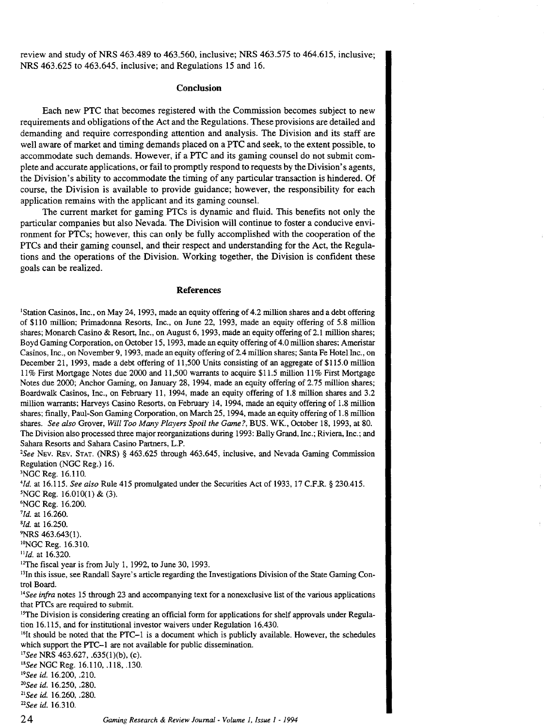review and study of NRS 463.489 to 463.560, inclusive; NRS 463.575 to 464.615, inclusive; NRS 463.625 to 463.645, inclusive; and Regulations 15 and 16.

## Conclusion

Each new PTC that becomes registered with the Commission becomes subject to new requirements and obligations of the Act and the Regulations. These provisions are detailed and demanding and require corresponding attention and analysis. The Division and its staff are well aware of market and timing demands placed on a PTC and seek, to the extent possible, to accommodate such demands. However, if a PTC and its gaming counsel do not submit complete and accurate applications, or fail to promptly respond to requests by the Division's agents, the Division's ability to accommodate the timing of any particular transaction is hindered. Of course, the Division is available to provide guidance; however, the responsibility for each application remains with the applicant and its gaming counsel.

The current market for gaming PTCs is dynamic and fluid. This benefits not only the particular companies but also Nevada. The Division will continue to foster a conducive environment for PTCs; however, this can only be fully accomplished with the cooperation of the PTCs and their gaming counsel, and their respect and understanding for the Act, the Regulations and the operations of the Division. Working together, the Division is confident these goals can be realized.

## References

[1]Station Casinos, Inc., on May 24, 1993, made an equity offering of 4.2 million shares and a debt offering of $110 million; Primadonna Resorts, Inc., on June 22, 1993, made an equity offering of 5.8 million shares; Monarch Casino & Resort, Inc., on August 6, 1993, made an equity offering of 2.1 million shares; Boyd Gaming Corporation, on October 15, 1993, made an equity offering of 4.0 million shares; Ameristar Casinos, Inc., on November 9, 1993, made an equity offering of 2.4 million shares; Santa Fe Hotel Inc., on December 21, 1993, made a debt offering of 11,500 Units consisting of an aggregate of $115.0 million 11% First Mortgage Notes due 2000 and 11,500 warrants to acquire $11.5 million 11% First Mortgage Notes due 2000; Anchor Gaming, on January 28, 1994, made an equity offering of 2.75 million shares; Boardwalk Casinos, Inc., on February 11, 1994, made an equity offering of 1.8 million shares and 3.2 million warrants; Harveys Casino Resorts, on February 14, 1994, made an equity offering of 1.8 million shares; finally, Paul-Son Gaming Corporation, on March 25, 1994, made an equity offering of 1.8 million shares. *See also* Grover, *Will Too Many Players Spoil the Game?*, BUS. WK., October 18, 1993, at 80. The Division also processed three major reorganizations during 1993: Bally Grand, Inc.; Riviera, Inc.; and Sahara Resorts and Sahara Casino Partners, L.P.

[2]*See* NEV. REV. STAT. (NRS) § 463.625 through 463.645, inclusive, and Nevada Gaming Commission Regulation (NGC Reg.) 16.

[3]NGC Reg. 16.110.

[4]*Id.* at 16.115. *See also* Rule 415 promulgated under the Securities Act of 1933, 17 C.F.R. § 230.415.

[5]NGC Reg. 16.010(1) & (3).

[6]NGC Reg. 16.200.

[7]*Id.* at 16.260.

[8]*Id.* at 16.250.

[9]NRS 463.643(1).

[10]NGC Reg. 16.310.

[11]*Id.* at 16.320.

[12]The fiscal year is from July 1, 1992, to June 30, 1993.

[13]In this issue, see Randall Sayre's article regarding the Investigations Division of the State Gaming Control Board.

[14]*See infra* notes 15 through 23 and accompanying text for a nonexclusive list of the various applications that PTCs are required to submit.

[15]The Division is considering creating an official form for applications for shelf approvals under Regulation 16.115, and for institutional investor waivers under Regulation 16.430.

[16]It should be noted that the PTC–1 is a document which is publicly available. However, the schedules which support the PTC–1 are not available for public dissemination.

[17]*See* NRS 463.627, .635(1)(b), (c).

[18]*See* NGC Reg. 16.110, .118, .130.

[19]*See id.* 16.200, .210.

[20]*See id.* 16.250, .280.

[21]*See id.* 16.260, .280.

[22]*See id.* 16.310.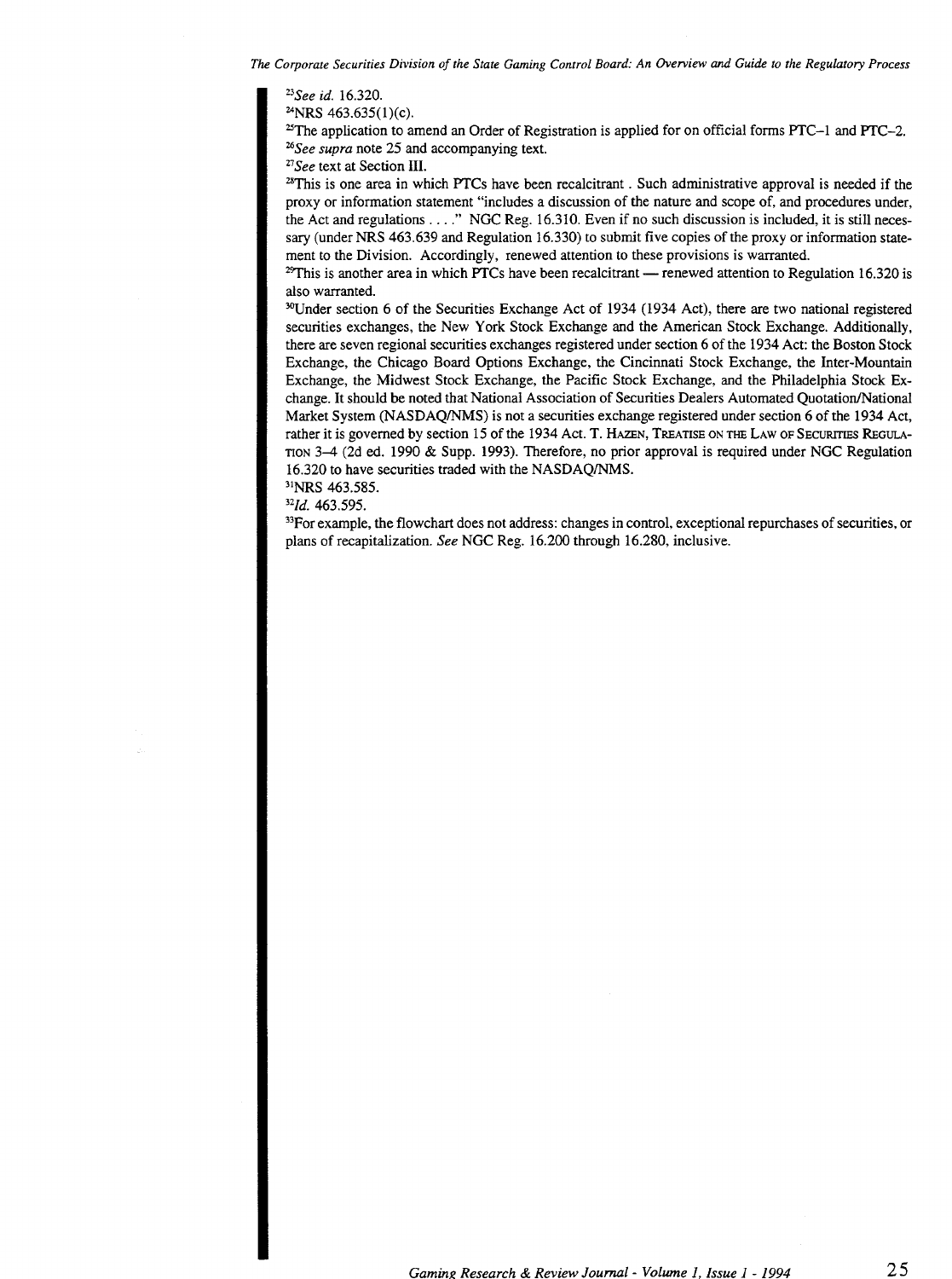[23] *See id.* 16.320.

[24] NRS 463.635(1)(c).

[25] The application to amend an Order of Registration is applied for on official forms PTC–1 and PTC–2.

[26] *See supra* note 25 and accompanying text.

[27] *See* text at Section III.

[28] This is one area in which PTCs have been recalcitrant . Such administrative approval is needed if the proxy or information statement "includes a discussion of the nature and scope of, and procedures under, the Act and regulations . . . ." NGC Reg. 16.310. Even if no such discussion is included, it is still necessary (under NRS 463.639 and Regulation 16.330) to submit five copies of the proxy or information statement to the Division. Accordingly, renewed attention to these provisions is warranted.

[29] This is another area in which PTCs have been recalcitrant — renewed attention to Regulation 16.320 is also warranted.

[30] Under section 6 of the Securities Exchange Act of 1934 (1934 Act), there are two national registered securities exchanges, the New York Stock Exchange and the American Stock Exchange. Additionally, there are seven regional securities exchanges registered under section 6 of the 1934 Act: the Boston Stock Exchange, the Chicago Board Options Exchange, the Cincinnati Stock Exchange, the Inter-Mountain Exchange, the Midwest Stock Exchange, the Pacific Stock Exchange, and the Philadelphia Stock Exchange. It should be noted that National Association of Securities Dealers Automated Quotation/National Market System (NASDAQ/NMS) is not a securities exchange registered under section 6 of the 1934 Act, rather it is governed by section 15 of the 1934 Act. T. HAZEN, TREATISE ON THE LAW OF SECURITIES REGULATION 3–4 (2d ed. 1990 & Supp. 1993). Therefore, no prior approval is required under NGC Regulation 16.320 to have securities traded with the NASDAQ/NMS.

[31] NRS 463.585.

[32] *Id.* 463.595.

[33] For example, the flowchart does not address: changes in control, exceptional repurchases of securities, or plans of recapitalization. *See* NGC Reg. 16.200 through 16.280, inclusive.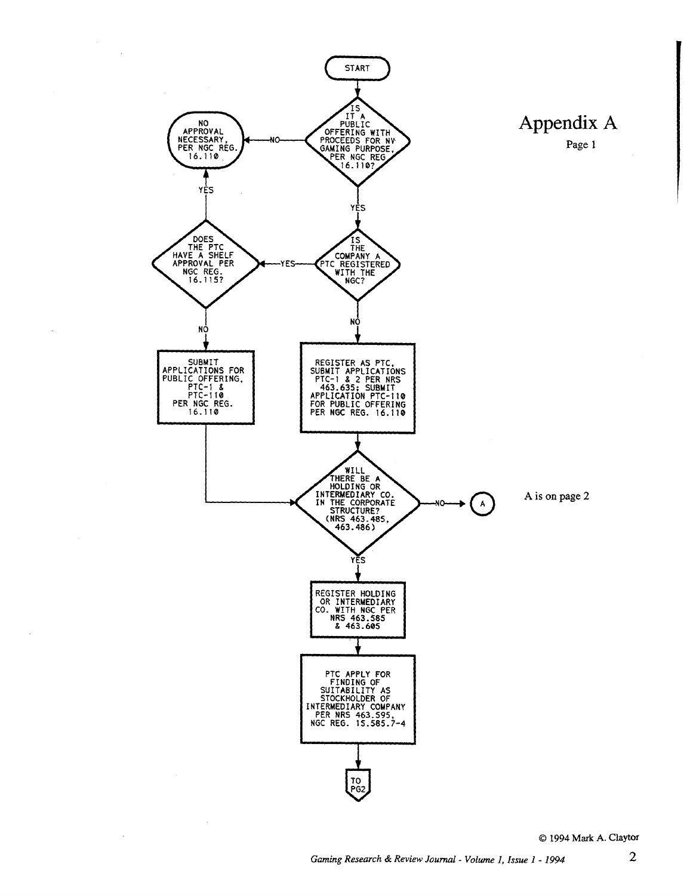# Appendix A

Page 1

START

**Is it a public offering with proceeds for NV gaming purpose, per NGC Reg 16.110?**

- NO → NO APPROVAL NECESSARY, PER NGC REG. 16.110
- YES → **Is the company a PTC registered with the NGC?**
  - YES → **Does the PTC have a shelf approval per NGC Reg. 16.115?**
    - YES → NO APPROVAL NECESSARY, PER NGC REG. 16.110
    - NO → SUBMIT APPLICATIONS FOR PUBLIC OFFERING, PTC-1 & PTC-110 PER NGC REG. 16.110
  - NO → REGISTER AS PTC, SUBMIT APPLICATIONS PTC-1 & 2 PER NRS 463.635; SUBMIT APPLICATION PTC-110 FOR PUBLIC OFFERING PER NGC REG. 16.110

**Will there be a holding or intermediary co. in the corporate structure? (NRS 463.485, 463.486)**

- NO → (A)
- YES → REGISTER HOLDING OR INTERMEDIARY CO. WITH NGC PER NRS 463.585 & 463.605
  - → PTC APPLY FOR FINDING OF SUITABILITY AS STOCKHOLDER OF INTERMEDIARY COMPANY PER NRS 463.595, NGC REG. 15.585.7-4
  - → TO PG2

A is on page 2

© 1994 Mark A. Claytor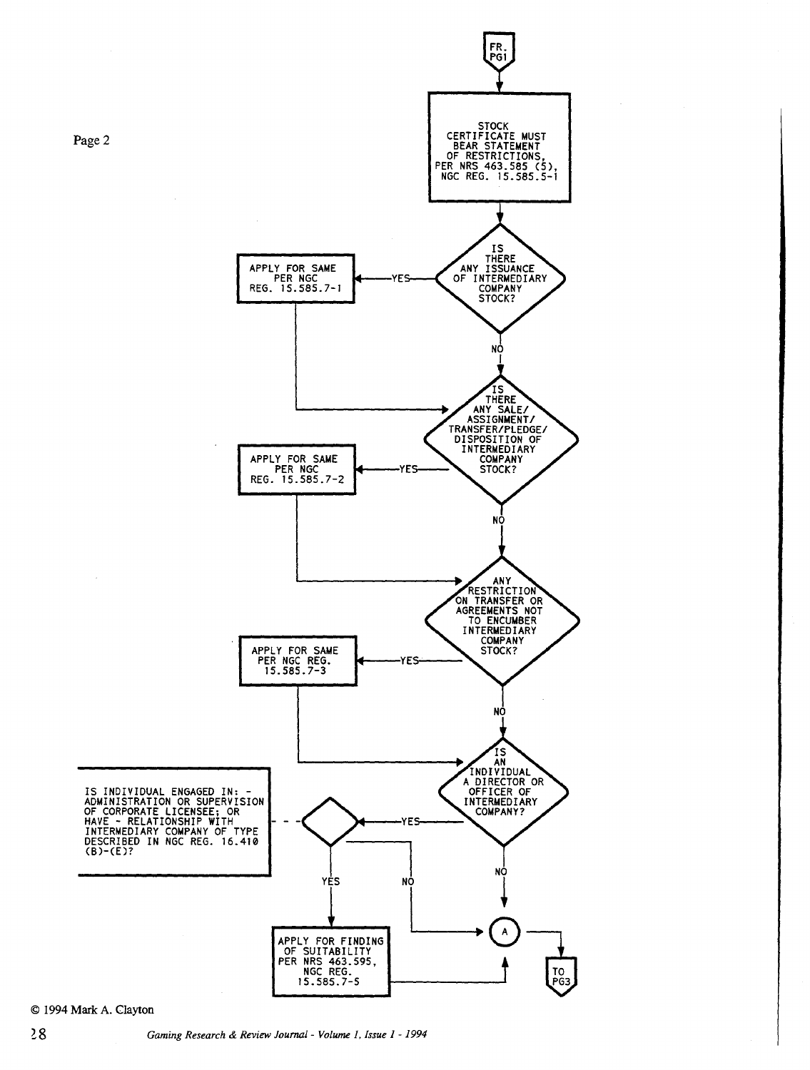Page 2

FR. PG1

STOCK CERTIFICATE MUST BEAR STATEMENT OF RESTRICTIONS, PER NRS 463.585 (5), NGC REG. 15.585.5-1

IS THERE ANY ISSUANCE OF INTERMEDIARY COMPANY STOCK?

- YES → APPLY FOR SAME PER NGC REG. 15.585.7-1
- NO

IS THERE ANY SALE/ ASSIGNMENT/ TRANSFER/PLEDGE/ DISPOSITION OF INTERMEDIARY COMPANY STOCK?

- YES → APPLY FOR SAME PER NGC REG. 15.585.7-2
- NO

ANY RESTRICTION ON TRANSFER OR AGREEMENTS NOT TO ENCUMBER INTERMEDIARY COMPANY STOCK?

- YES → APPLY FOR SAME PER NGC REG. 15.585.7-3
- NO

IS AN INDIVIDUAL A DIRECTOR OR OFFICER OF INTERMEDIARY COMPANY?

- YES → IS INDIVIDUAL ENGAGED IN: - ADMINISTRATION OR SUPERVISION OF CORPORATE LICENSEE; OR HAVE - RELATIONSHIP WITH INTERMEDIARY COMPANY OF TYPE DESCRIBED IN NGC REG. 16.410 (B)-(E)?
  - YES → APPLY FOR FINDING OF SUITABILITY PER NRS 463.595, NGC REG. 15.585.7-5
  - NO
- NO

A

TO PG3

© 1994 Mark A. Clayton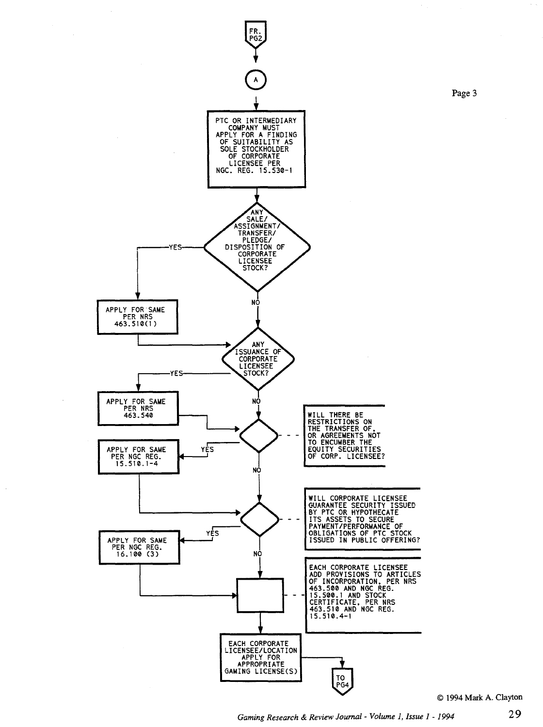Page 3

FR. PG2

A

PTC OR INTERMEDIARY COMPANY MUST APPLY FOR A FINDING OF SUITABILITY AS SOLE STOCKHOLDER OF CORPORATE LICENSEE PER NGC. REG. 15.530-1

ANY SALE/ ASSIGNMENT/ TRANSFER/ PLEDGE/ DISPOSITION OF CORPORATE LICENSEE STOCK?

- YES → APPLY FOR SAME PER NRS 463.510(1)
- NO

ANY ISSUANCE OF CORPORATE LICENSEE STOCK?

- YES → APPLY FOR SAME PER NRS 463.540
- NO

WILL THERE BE RESTRICTIONS ON THE TRANSFER OF, OR AGREEMENTS NOT TO ENCUMBER THE EQUITY SECURITIES OF CORP. LICENSEE?

- YES → APPLY FOR SAME PER NGC REG. 15.510.1-4
- NO

WILL CORPORATE LICENSEE GUARANTEE SECURITY ISSUED BY PTC OR HYPOTHECATE ITS ASSETS TO SECURE PAYMENT/PERFORMANCE OF OBLIGATIONS OF PTC STOCK ISSUED IN PUBLIC OFFERING?

- YES → APPLY FOR SAME PER NGC REG. 16.100 (3)
- NO

EACH CORPORATE LICENSEE ADD PROVISIONS TO ARTICLES OF INCORPORATION, PER NRS 463.500 AND NGC REG. 15.500.1 AND STOCK CERTIFICATE, PER NRS 463.510 AND NGC REG. 15.510.4-1

EACH CORPORATE LICENSEE/LOCATION APPLY FOR APPROPRIATE GAMING LICENSE(S)

TO PG4

© 1994 Mark A. Clayton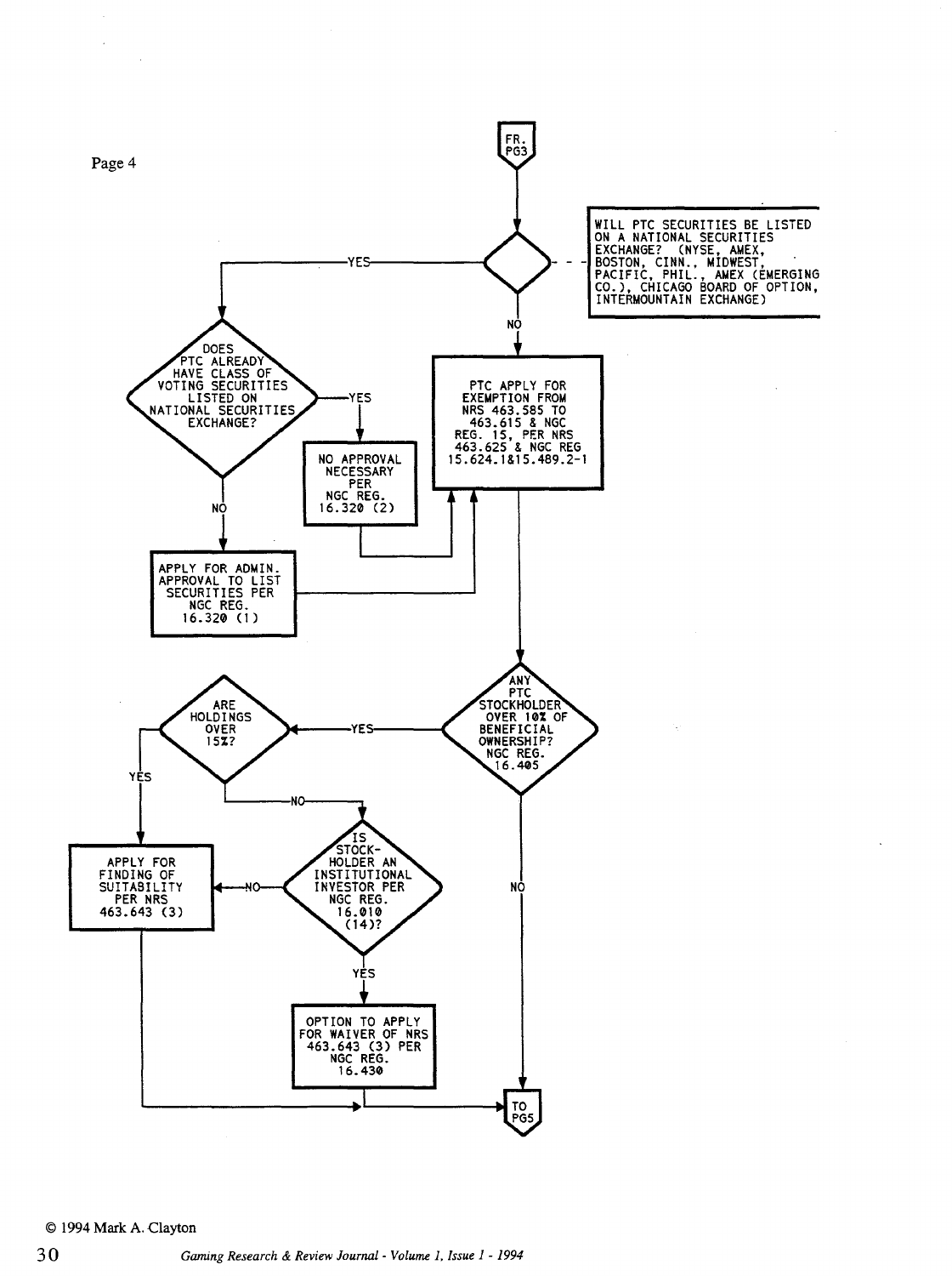FR. PG3

WILL PTC SECURITIES BE LISTED ON A NATIONAL SECURITIES EXCHANGE? (NYSE, AMEX, BOSTON, CINN., MIDWEST, PACIFIC, PHIL., AMEX (EMERGING CO.), CHICAGO BOARD OF OPTION, INTERMOUNTAIN EXCHANGE)

- YES → DOES PTC ALREADY HAVE CLASS OF VOTING SECURITIES LISTED ON NATIONAL SECURITIES EXCHANGE?
  - YES → NO APPROVAL NECESSARY PER NGC REG. 16.320 (2) → PTC APPLY FOR EXEMPTION FROM NRS 463.585 TO 463.615 & NGC REG. 15, PER NRS 463.625 & NGC REG 15.624.1&15.489.2-1
  - NO → APPLY FOR ADMIN. APPROVAL TO LIST SECURITIES PER NGC REG. 16.320 (1) → PTC APPLY FOR EXEMPTION FROM NRS 463.585 TO 463.615 & NGC REG. 15, PER NRS 463.625 & NGC REG 15.624.1&15.489.2-1
- NO → PTC APPLY FOR EXEMPTION FROM NRS 463.585 TO 463.615 & NGC REG. 15, PER NRS 463.625 & NGC REG 15.624.1&15.489.2-1

PTC APPLY FOR EXEMPTION → ANY PTC STOCKHOLDER OVER 10% OF BENEFICIAL OWNERSHIP? NGC REG. 16.405

- NO → TO PG5
- YES → ARE HOLDINGS OVER 15%?
  - YES → APPLY FOR FINDING OF SUITABILITY PER NRS 463.643 (3) → TO PG5
  - NO → IS STOCKHOLDER AN INSTITUTIONAL INVESTOR PER NGC REG. 16.010 (14)?
    - NO → APPLY FOR FINDING OF SUITABILITY PER NRS 463.643 (3) → TO PG5
    - YES → OPTION TO APPLY FOR WAIVER OF NRS 463.643 (3) PER NGC REG. 16.430 → TO PG5

© 1994 Mark A. Clayton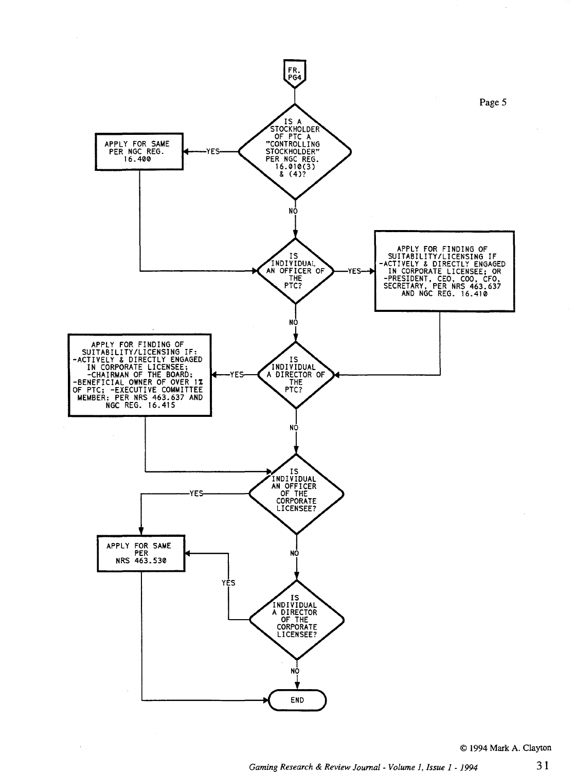Page 5

FR. PG4

IS A STOCKHOLDER OF PTC A "CONTROLLING STOCKHOLDER" PER NGC REG. 16.010(3) & (4)?

- YES → APPLY FOR SAME PER NGC REG. 16.400
- NO ↓

IS INDIVIDUAL AN OFFICER OF THE PTC?

- YES → APPLY FOR FINDING OF SUITABILITY/LICENSING IF -ACTIVELY & DIRECTLY ENGAGED IN CORPORATE LICENSEE; OR -PRESIDENT, CEO, COO, CFO, SECRETARY, PER NRS 463.637 AND NGC REG. 16.410
- NO ↓

IS INDIVIDUAL A DIRECTOR OF THE PTC?

- YES → APPLY FOR FINDING OF SUITABILITY/LICENSING IF: -ACTIVELY & DIRECTLY ENGAGED IN CORPORATE LICENSEE; -CHAIRMAN OF THE BOARD; -BENEFICIAL OWNER OF OVER 1% OF PTC; -EXECUTIVE COMMITTEE MEMBER; PER NRS 463.637 AND NGC REG. 16.415
- NO ↓

IS INDIVIDUAL AN OFFICER OF THE CORPORATE LICENSEE?

- YES → APPLY FOR SAME PER NRS 463.530
- NO ↓

IS INDIVIDUAL A DIRECTOR OF THE CORPORATE LICENSEE?

- YES → APPLY FOR SAME PER NRS 463.530
- NO ↓

END

© 1994 Mark A. Clayton